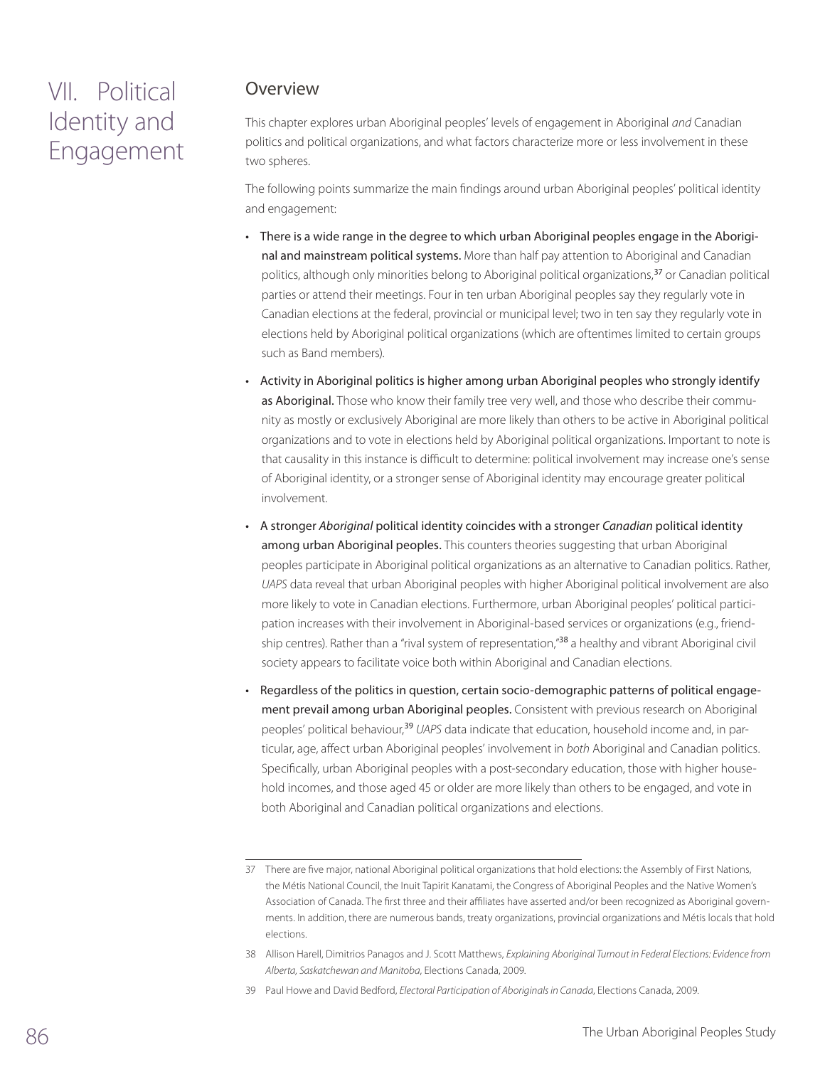# VII. Political Identity and Engagement

## Overview

This chapter explores urban Aboriginal peoples' levels of engagement in Aboriginal *and* Canadian politics and political organizations, and what factors characterize more or less involvement in these two spheres.

The following points summarize the main findings around urban Aboriginal peoples' political identity and engagement:

- There is a wide range in the degree to which urban Aboriginal peoples engage in the Aboriginal and mainstream political systems. More than half pay attention to Aboriginal and Canadian politics, although only minorities belong to Aboriginal political organizations,[37] or Canadian political parties or attend their meetings. Four in ten urban Aboriginal peoples say they regularly vote in Canadian elections at the federal, provincial or municipal level; two in ten say they regularly vote in elections held by Aboriginal political organizations (which are oftentimes limited to certain groups such as Band members).
- Activity in Aboriginal politics is higher among urban Aboriginal peoples who strongly identify as Aboriginal. Those who know their family tree very well, and those who describe their community as mostly or exclusively Aboriginal are more likely than others to be active in Aboriginal political organizations and to vote in elections held by Aboriginal political organizations. Important to note is that causality in this instance is difficult to determine: political involvement may increase one's sense of Aboriginal identity, or a stronger sense of Aboriginal identity may encourage greater political involvement.
- A stronger *Aboriginal* political identity coincides with a stronger *Canadian* political identity among urban Aboriginal peoples. This counters theories suggesting that urban Aboriginal peoples participate in Aboriginal political organizations as an alternative to Canadian politics. Rather, *UAPS* data reveal that urban Aboriginal peoples with higher Aboriginal political involvement are also more likely to vote in Canadian elections. Furthermore, urban Aboriginal peoples' political participation increases with their involvement in Aboriginal-based services or organizations (e.g., friendship centres). Rather than a "rival system of representation,"[38] a healthy and vibrant Aboriginal civil society appears to facilitate voice both within Aboriginal and Canadian elections.
- Regardless of the politics in question, certain socio-demographic patterns of political engagement prevail among urban Aboriginal peoples. Consistent with previous research on Aboriginal peoples' political behaviour,[39] *UAPS* data indicate that education, household income and, in particular, age, affect urban Aboriginal peoples' involvement in *both* Aboriginal and Canadian politics. Specifically, urban Aboriginal peoples with a post-secondary education, those with higher household incomes, and those aged 45 or older are more likely than others to be engaged, and vote in both Aboriginal and Canadian political organizations and elections.

---

37 There are five major, national Aboriginal political organizations that hold elections: the Assembly of First Nations, the Métis National Council, the Inuit Tapirit Kanatami, the Congress of Aboriginal Peoples and the Native Women's Association of Canada. The first three and their affiliates have asserted and/or been recognized as Aboriginal governments. In addition, there are numerous bands, treaty organizations, provincial organizations and Métis locals that hold elections.

38 Allison Harell, Dimitrios Panagos and J. Scott Matthews, *Explaining Aboriginal Turnout in Federal Elections: Evidence from Alberta, Saskatchewan and Manitoba*, Elections Canada, 2009.

39 Paul Howe and David Bedford, *Electoral Participation of Aboriginals in Canada*, Elections Canada, 2009.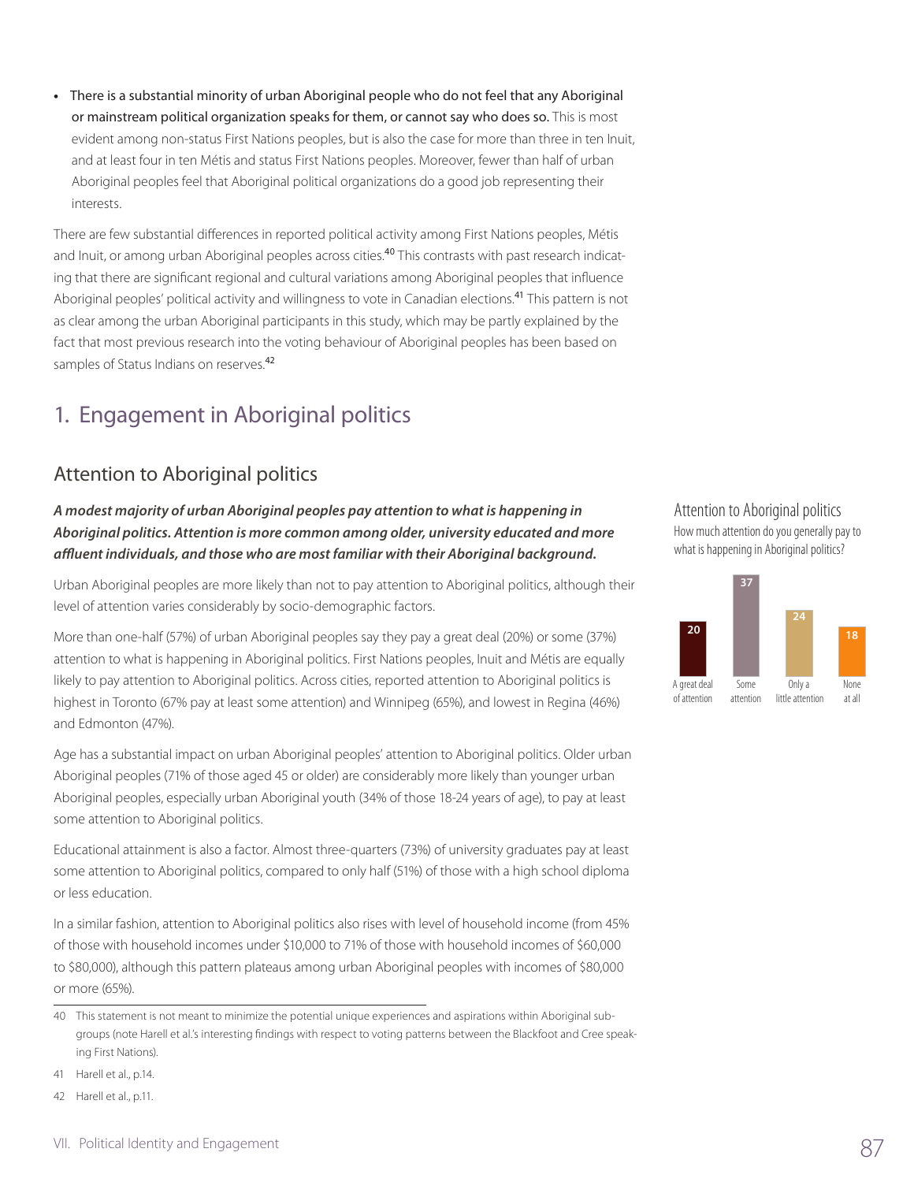- **There is a substantial minority of urban Aboriginal people who do not feel that any Aboriginal or mainstream political organization speaks for them, or cannot say who does so.** This is most evident among non-status First Nations peoples, but is also the case for more than three in ten Inuit, and at least four in ten Métis and status First Nations peoples. Moreover, fewer than half of urban Aboriginal peoples feel that Aboriginal political organizations do a good job representing their interests.

There are few substantial differences in reported political activity among First Nations peoples, Métis and Inuit, or among urban Aboriginal peoples across cities.[40] This contrasts with past research indicating that there are significant regional and cultural variations among Aboriginal peoples that influence Aboriginal peoples' political activity and willingness to vote in Canadian elections.[41] This pattern is not as clear among the urban Aboriginal participants in this study, which may be partly explained by the fact that most previous research into the voting behaviour of Aboriginal peoples has been based on samples of Status Indians on reserves.[42]

## 1. Engagement in Aboriginal politics

### Attention to Aboriginal politics

***A modest majority of urban Aboriginal peoples pay attention to what is happening in Aboriginal politics. Attention is more common among older, university educated and more affluent individuals, and those who are most familiar with their Aboriginal background.***

Urban Aboriginal peoples are more likely than not to pay attention to Aboriginal politics, although their level of attention varies considerably by socio-demographic factors.

More than one-half (57%) of urban Aboriginal peoples say they pay a great deal (20%) or some (37%) attention to what is happening in Aboriginal politics. First Nations peoples, Inuit and Métis are equally likely to pay attention to Aboriginal politics. Across cities, reported attention to Aboriginal politics is highest in Toronto (67% pay at least some attention) and Winnipeg (65%), and lowest in Regina (46%) and Edmonton (47%).

Age has a substantial impact on urban Aboriginal peoples' attention to Aboriginal politics. Older urban Aboriginal peoples (71% of those aged 45 or older) are considerably more likely than younger urban Aboriginal peoples, especially urban Aboriginal youth (34% of those 18-24 years of age), to pay at least some attention to Aboriginal politics.

Educational attainment is also a factor. Almost three-quarters (73%) of university graduates pay at least some attention to Aboriginal politics, compared to only half (51%) of those with a high school diploma or less education.

In a similar fashion, attention to Aboriginal politics also rises with level of household income (from 45% of those with household incomes under $10,000 to 71% of those with household incomes of $60,000 to $80,000), although this pattern plateaus among urban Aboriginal peoples with incomes of $80,000 or more (65%).

**Attention to Aboriginal politics**

How much attention do you generally pay to what is happening in Aboriginal politics?

| A great deal of attention | Some attention | Only a little attention | None at all |
|---|---|---|---|
| 20 | 37 | 24 | 18 |

---

40 This statement is not meant to minimize the potential unique experiences and aspirations within Aboriginal sub-groups (note Harell et al.'s interesting findings with respect to voting patterns between the Blackfoot and Cree speaking First Nations).

41 Harell et al., p.14.

42 Harell et al., p.11.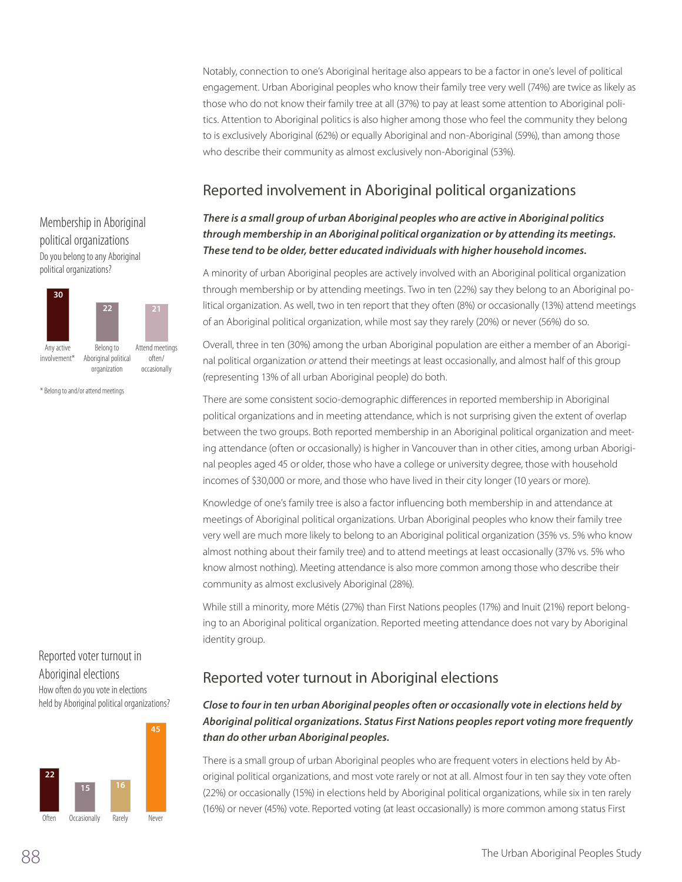Notably, connection to one's Aboriginal heritage also appears to be a factor in one's level of political engagement. Urban Aboriginal peoples who know their family tree very well (74%) are twice as likely as those who do not know their family tree at all (37%) to pay at least some attention to Aboriginal politics. Attention to Aboriginal politics is also higher among those who feel the community they belong to is exclusively Aboriginal (62%) or equally Aboriginal and non-Aboriginal (59%), than among those who describe their community as almost exclusively non-Aboriginal (53%).

## Reported involvement in Aboriginal political organizations

### Membership in Aboriginal political organizations

Do you belong to any Aboriginal political organizations?

| Any active involvement* | Belong to Aboriginal political organization | Attend meetings often/ occasionally |
|---|---|---|
| 30 | 22 | 21 |

\* Belong to and/or attend meetings

***There is a small group of urban Aboriginal peoples who are active in Aboriginal politics through membership in an Aboriginal political organization or by attending its meetings. These tend to be older, better educated individuals with higher household incomes.***

A minority of urban Aboriginal peoples are actively involved with an Aboriginal political organization through membership or by attending meetings. Two in ten (22%) say they belong to an Aboriginal political organization. As well, two in ten report that they often (8%) or occasionally (13%) attend meetings of an Aboriginal political organization, while most say they rarely (20%) or never (56%) do so.

Overall, three in ten (30%) among the urban Aboriginal population are either a member of an Aboriginal political organization *or* attend their meetings at least occasionally, and almost half of this group (representing 13% of all urban Aboriginal people) do both.

There are some consistent socio-demographic differences in reported membership in Aboriginal political organizations and in meeting attendance, which is not surprising given the extent of overlap between the two groups. Both reported membership in an Aboriginal political organization and meeting attendance (often or occasionally) is higher in Vancouver than in other cities, among urban Aboriginal peoples aged 45 or older, those who have a college or university degree, those with household incomes of $30,000 or more, and those who have lived in their city longer (10 years or more).

Knowledge of one's family tree is also a factor influencing both membership in and attendance at meetings of Aboriginal political organizations. Urban Aboriginal peoples who know their family tree very well are much more likely to belong to an Aboriginal political organization (35% vs. 5% who know almost nothing about their family tree) and to attend meetings at least occasionally (37% vs. 5% who know almost nothing). Meeting attendance is also more common among those who describe their community as almost exclusively Aboriginal (28%).

While still a minority, more Métis (27%) than First Nations peoples (17%) and Inuit (21%) report belonging to an Aboriginal political organization. Reported meeting attendance does not vary by Aboriginal identity group.

## Reported voter turnout in Aboriginal elections

### Reported voter turnout in Aboriginal elections

How often do you vote in elections held by Aboriginal political organizations?

| Often | Occasionally | Rarely | Never |
|---|---|---|---|
| 22 | 15 | 16 | 45 |

***Close to four in ten urban Aboriginal peoples often or occasionally vote in elections held by Aboriginal political organizations. Status First Nations peoples report voting more frequently than do other urban Aboriginal peoples.***

There is a small group of urban Aboriginal peoples who are frequent voters in elections held by Aboriginal political organizations, and most vote rarely or not at all. Almost four in ten say they vote often (22%) or occasionally (15%) in elections held by Aboriginal political organizations, while six in ten rarely (16%) or never (45%) vote. Reported voting (at least occasionally) is more common among status First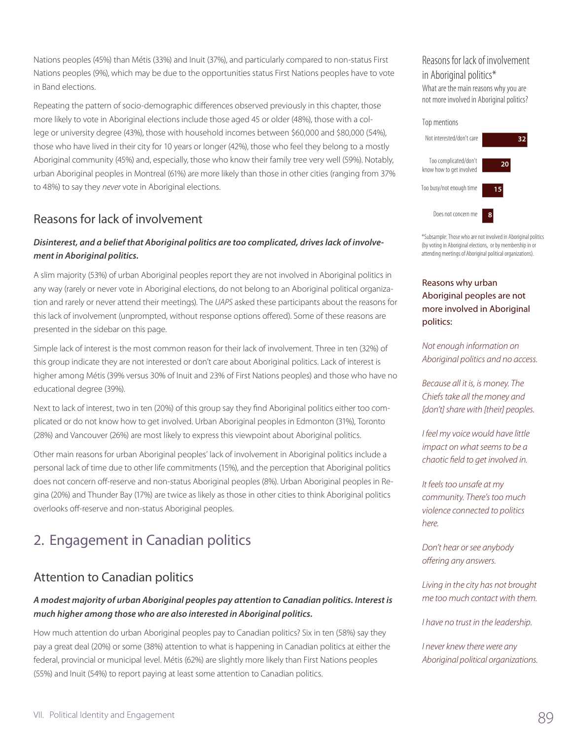Nations peoples (45%) than Métis (33%) and Inuit (37%), and particularly compared to non-status First Nations peoples (9%), which may be due to the opportunities status First Nations peoples have to vote in Band elections.

Repeating the pattern of socio-demographic differences observed previously in this chapter, those more likely to vote in Aboriginal elections include those aged 45 or older (48%), those with a college or university degree (43%), those with household incomes between $60,000 and $80,000 (54%), those who have lived in their city for 10 years or longer (42%), those who feel they belong to a mostly Aboriginal community (45%) and, especially, those who know their family tree very well (59%). Notably, urban Aboriginal peoples in Montreal (61%) are more likely than those in other cities (ranging from 37% to 48%) to say they *never* vote in Aboriginal elections.

### Reasons for lack of involvement

***Disinterest, and a belief that Aboriginal politics are too complicated, drives lack of involvement in Aboriginal politics.***

A slim majority (53%) of urban Aboriginal peoples report they are not involved in Aboriginal politics in any way (rarely or never vote in Aboriginal elections, do not belong to an Aboriginal political organization and rarely or never attend their meetings). The *UAPS* asked these participants about the reasons for this lack of involvement (unprompted, without response options offered). Some of these reasons are presented in the sidebar on this page.

Simple lack of interest is the most common reason for their lack of involvement. Three in ten (32%) of this group indicate they are not interested or don't care about Aboriginal politics. Lack of interest is higher among Métis (39% versus 30% of Inuit and 23% of First Nations peoples) and those who have no educational degree (39%).

Next to lack of interest, two in ten (20%) of this group say they find Aboriginal politics either too complicated or do not know how to get involved. Urban Aboriginal peoples in Edmonton (31%), Toronto (28%) and Vancouver (26%) are most likely to express this viewpoint about Aboriginal politics.

Other main reasons for urban Aboriginal peoples' lack of involvement in Aboriginal politics include a personal lack of time due to other life commitments (15%), and the perception that Aboriginal politics does not concern off-reserve and non-status Aboriginal peoples (8%). Urban Aboriginal peoples in Regina (20%) and Thunder Bay (17%) are twice as likely as those in other cities to think Aboriginal politics overlooks off-reserve and non-status Aboriginal peoples.

## 2. Engagement in Canadian politics

### Attention to Canadian politics

***A modest majority of urban Aboriginal peoples pay attention to Canadian politics. Interest is much higher among those who are also interested in Aboriginal politics.***

How much attention do urban Aboriginal peoples pay to Canadian politics? Six in ten (58%) say they pay a great deal (20%) or some (38%) attention to what is happening in Canadian politics at either the federal, provincial or municipal level. Métis (62%) are slightly more likely than First Nations peoples (55%) and Inuit (54%) to report paying at least some attention to Canadian politics.

Reasons for lack of involvement in Aboriginal politics*

What are the main reasons why you are not more involved in Aboriginal politics?

Top mentions

| Reason | % |
|---|---|
| Not interested/don't care | 32 |
| Too complicated/don't know how to get involved | 20 |
| Too busy/not enough time | 15 |
| Does not concern me | 8 |

*Subsample: Those who are not involved in Aboriginal politics (by voting in Aboriginal elections, or by membership in or attending meetings of Aboriginal political organizations).

**Reasons why urban Aboriginal peoples are not more involved in Aboriginal politics:**

*Not enough information on Aboriginal politics and no access.*

*Because all it is, is money. The Chiefs take all the money and [don't] share with [their] peoples.*

*I feel my voice would have little impact on what seems to be a chaotic field to get involved in.*

*It feels too unsafe at my community. There's too much violence connected to politics here.*

*Don't hear or see anybody offering any answers.*

*Living in the city has not brought me too much contact with them.*

*I have no trust in the leadership.*

*I never knew there were any Aboriginal political organizations.*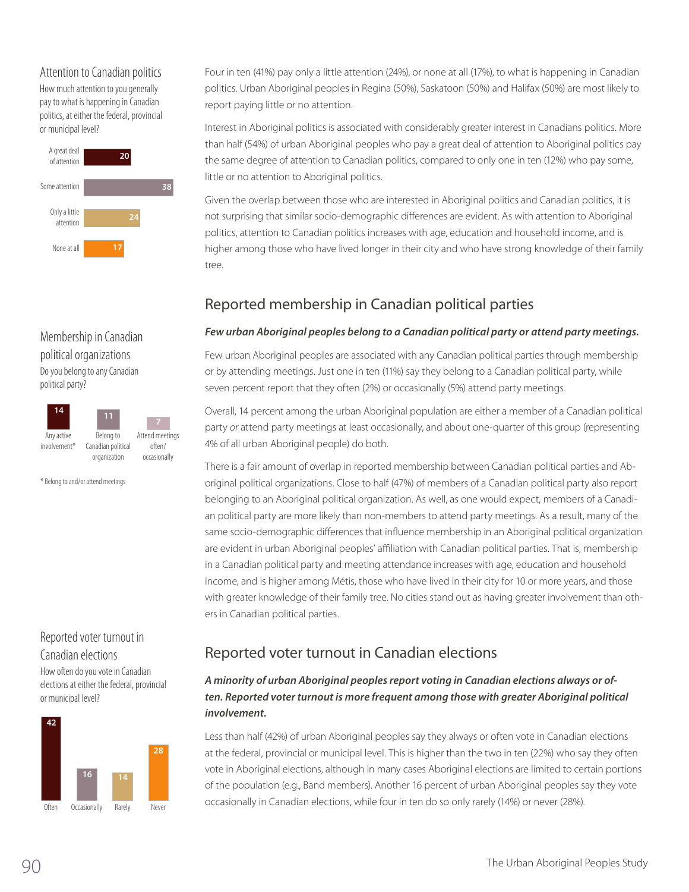### Attention to Canadian politics

How much attention to you generally pay to what is happening in Canadian politics, at either the federal, provincial or municipal level?

| | % |
|---|---|
| A great deal of attention | 20 |
| Some attention | 38 |
| Only a little attention | 24 |
| None at all | 17 |

Four in ten (41%) pay only a little attention (24%), or none at all (17%), to what is happening in Canadian politics. Urban Aboriginal peoples in Regina (50%), Saskatoon (50%) and Halifax (50%) are most likely to report paying little or no attention.

Interest in Aboriginal politics is associated with considerably greater interest in Canadians politics. More than half (54%) of urban Aboriginal peoples who pay a great deal of attention to Aboriginal politics pay the same degree of attention to Canadian politics, compared to only one in ten (12%) who pay some, little or no attention to Aboriginal politics.

Given the overlap between those who are interested in Aboriginal politics and Canadian politics, it is not surprising that similar socio-demographic differences are evident. As with attention to Aboriginal politics, attention to Canadian politics increases with age, education and household income, and is higher among those who have lived longer in their city and who have strong knowledge of their family tree.

## Reported membership in Canadian political parties

### Membership in Canadian political organizations

Do you belong to any Canadian political party?

| Any active involvement* | Belong to Canadian political organization | Attend meetings often/ occasionally |
|---|---|---|
| 14 | 11 | 7 |

\* Belong to and/or attend meetings

***Few urban Aboriginal peoples belong to a Canadian political party or attend party meetings.***

Few urban Aboriginal peoples are associated with any Canadian political parties through membership or by attending meetings. Just one in ten (11%) say they belong to a Canadian political party, while seven percent report that they often (2%) or occasionally (5%) attend party meetings.

Overall, 14 percent among the urban Aboriginal population are either a member of a Canadian political party *or* attend party meetings at least occasionally, and about one-quarter of this group (representing 4% of all urban Aboriginal people) do both.

There is a fair amount of overlap in reported membership between Canadian political parties and Aboriginal political organizations. Close to half (47%) of members of a Canadian political party also report belonging to an Aboriginal political organization. As well, as one would expect, members of a Canadian political party are more likely than non-members to attend party meetings. As a result, many of the same socio-demographic differences that influence membership in an Aboriginal political organization are evident in urban Aboriginal peoples' affiliation with Canadian political parties. That is, membership in a Canadian political party and meeting attendance increases with age, education and household income, and is higher among Métis, those who have lived in their city for 10 or more years, and those with greater knowledge of their family tree. No cities stand out as having greater involvement than others in Canadian political parties.

## Reported voter turnout in Canadian elections

### Reported voter turnout in Canadian elections

How often do you vote in Canadian elections at either the federal, provincial or municipal level?

| Often | Occasionally | Rarely | Never |
|---|---|---|---|
| 42 | 16 | 14 | 28 |

***A minority of urban Aboriginal peoples report voting in Canadian elections always or often. Reported voter turnout is more frequent among those with greater Aboriginal political involvement.***

Less than half (42%) of urban Aboriginal peoples say they always or often vote in Canadian elections at the federal, provincial or municipal level. This is higher than the two in ten (22%) who say they often vote in Aboriginal elections, although in many cases Aboriginal elections are limited to certain portions of the population (e.g., Band members). Another 16 percent of urban Aboriginal peoples say they vote occasionally in Canadian elections, while four in ten do so only rarely (14%) or never (28%).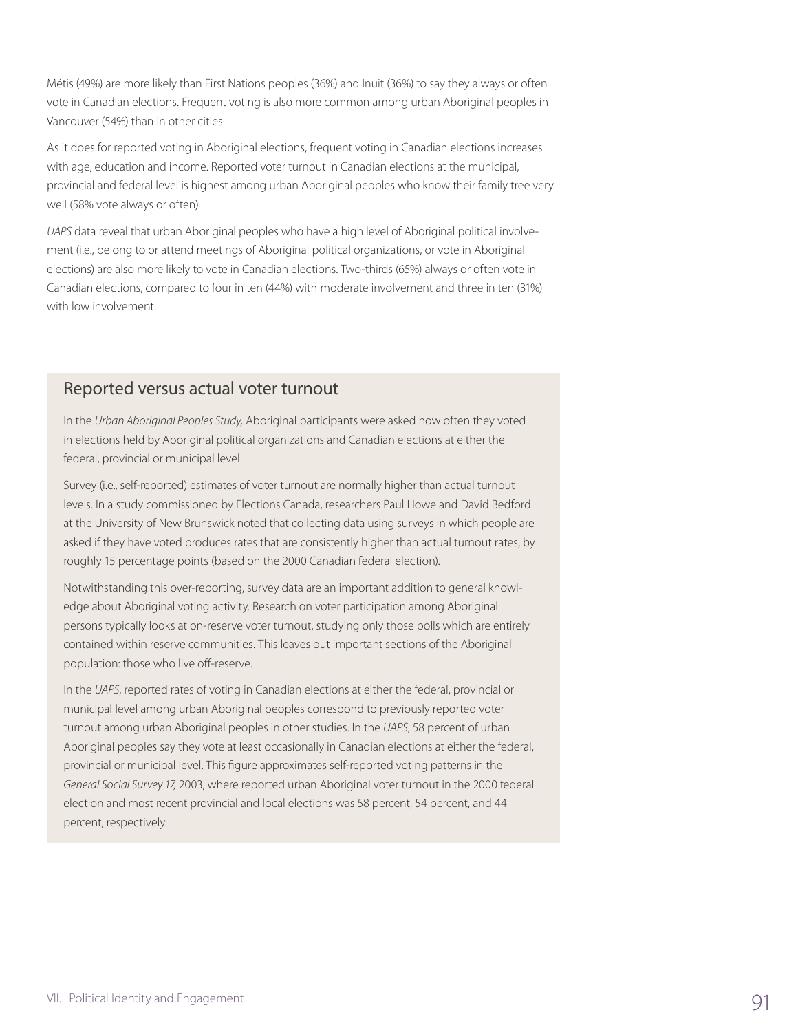Métis (49%) are more likely than First Nations peoples (36%) and Inuit (36%) to say they always or often vote in Canadian elections. Frequent voting is also more common among urban Aboriginal peoples in Vancouver (54%) than in other cities.

As it does for reported voting in Aboriginal elections, frequent voting in Canadian elections increases with age, education and income. Reported voter turnout in Canadian elections at the municipal, provincial and federal level is highest among urban Aboriginal peoples who know their family tree very well (58% vote always or often).

*UAPS* data reveal that urban Aboriginal peoples who have a high level of Aboriginal political involvement (i.e., belong to or attend meetings of Aboriginal political organizations, or vote in Aboriginal elections) are also more likely to vote in Canadian elections. Two-thirds (65%) always or often vote in Canadian elections, compared to four in ten (44%) with moderate involvement and three in ten (31%) with low involvement.

## Reported versus actual voter turnout

In the *Urban Aboriginal Peoples Study,* Aboriginal participants were asked how often they voted in elections held by Aboriginal political organizations and Canadian elections at either the federal, provincial or municipal level.

Survey (i.e., self-reported) estimates of voter turnout are normally higher than actual turnout levels. In a study commissioned by Elections Canada, researchers Paul Howe and David Bedford at the University of New Brunswick noted that collecting data using surveys in which people are asked if they have voted produces rates that are consistently higher than actual turnout rates, by roughly 15 percentage points (based on the 2000 Canadian federal election).

Notwithstanding this over-reporting, survey data are an important addition to general knowledge about Aboriginal voting activity. Research on voter participation among Aboriginal persons typically looks at on-reserve voter turnout, studying only those polls which are entirely contained within reserve communities. This leaves out important sections of the Aboriginal population: those who live off-reserve.

In the *UAPS*, reported rates of voting in Canadian elections at either the federal, provincial or municipal level among urban Aboriginal peoples correspond to previously reported voter turnout among urban Aboriginal peoples in other studies. In the *UAPS*, 58 percent of urban Aboriginal peoples say they vote at least occasionally in Canadian elections at either the federal, provincial or municipal level. This figure approximates self-reported voting patterns in the *General Social Survey 17,* 2003, where reported urban Aboriginal voter turnout in the 2000 federal election and most recent provincial and local elections was 58 percent, 54 percent, and 44 percent, respectively.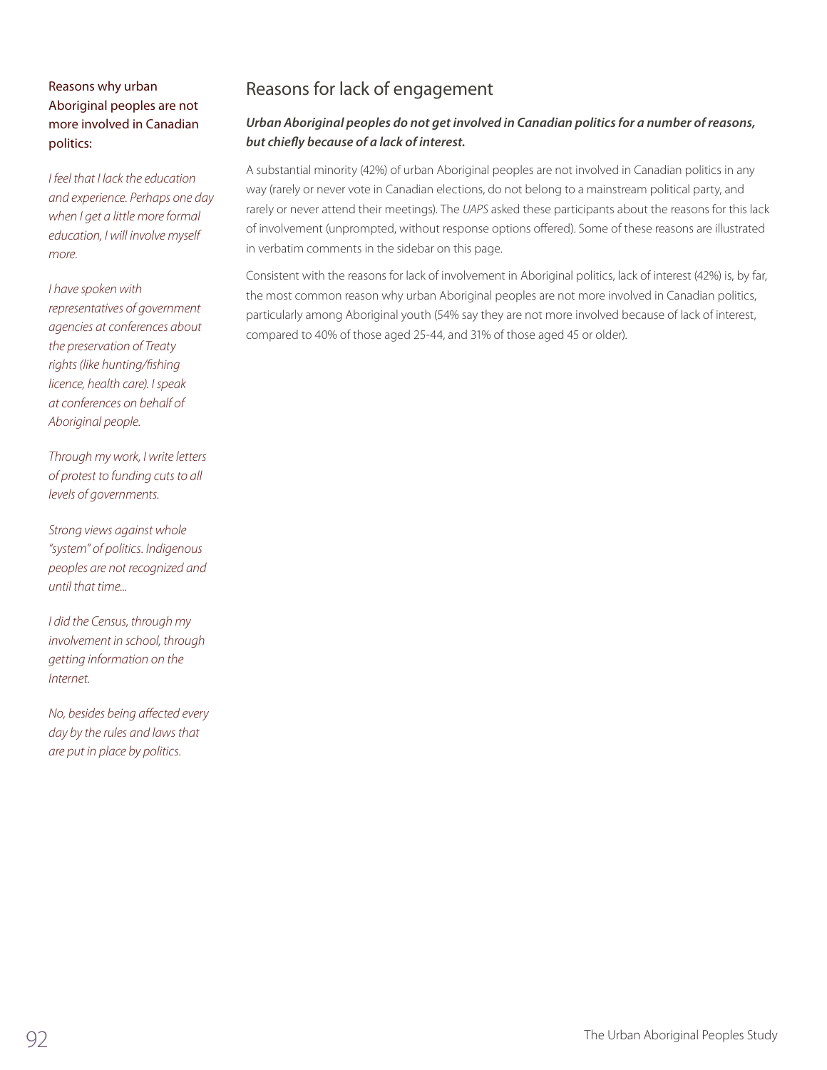## Reasons for lack of engagement

***Urban Aboriginal peoples do not get involved in Canadian politics for a number of reasons, but chiefly because of a lack of interest.***

A substantial minority (42%) of urban Aboriginal peoples are not involved in Canadian politics in any way (rarely or never vote in Canadian elections, do not belong to a mainstream political party, and rarely or never attend their meetings). The *UAPS* asked these participants about the reasons for this lack of involvement (unprompted, without response options offered). Some of these reasons are illustrated in verbatim comments in the sidebar on this page.

Consistent with the reasons for lack of involvement in Aboriginal politics, lack of interest (42%) is, by far, the most common reason why urban Aboriginal peoples are not more involved in Canadian politics, particularly among Aboriginal youth (54% say they are not more involved because of lack of interest, compared to 40% of those aged 25-44, and 31% of those aged 45 or older).

Reasons why urban Aboriginal peoples are not more involved in Canadian politics:

*I feel that I lack the education and experience. Perhaps one day when I get a little more formal education, I will involve myself more.*

*I have spoken with representatives of government agencies at conferences about the preservation of Treaty rights (like hunting/fishing licence, health care). I speak at conferences on behalf of Aboriginal people.*

*Through my work, I write letters of protest to funding cuts to all levels of governments.*

*Strong views against whole "system" of politics. Indigenous peoples are not recognized and until that time...*

*I did the Census, through my involvement in school, through getting information on the Internet.*

*No, besides being affected every day by the rules and laws that are put in place by politics.*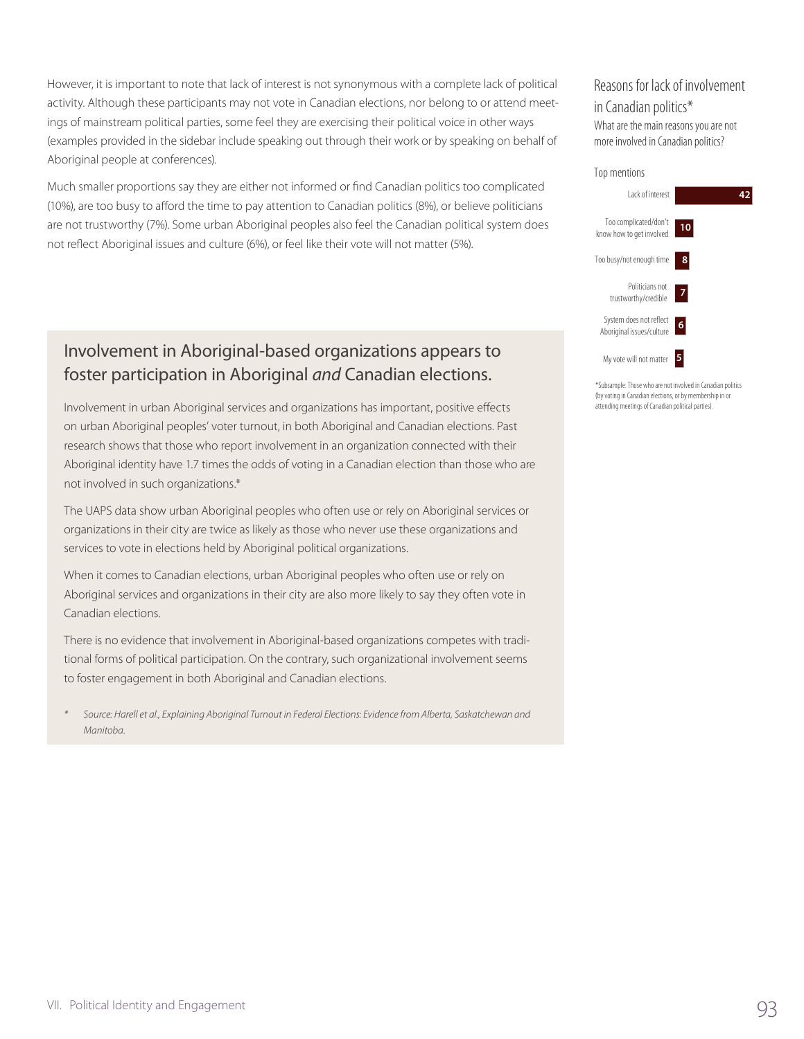However, it is important to note that lack of interest is not synonymous with a complete lack of political activity. Although these participants may not vote in Canadian elections, nor belong to or attend meetings of mainstream political parties, some feel they are exercising their political voice in other ways (examples provided in the sidebar include speaking out through their work or by speaking on behalf of Aboriginal people at conferences).

Much smaller proportions say they are either not informed or find Canadian politics too complicated (10%), are too busy to afford the time to pay attention to Canadian politics (8%), or believe politicians are not trustworthy (7%). Some urban Aboriginal peoples also feel the Canadian political system does not reflect Aboriginal issues and culture (6%), or feel like their vote will not matter (5%).

## Involvement in Aboriginal-based organizations appears to foster participation in Aboriginal *and* Canadian elections.

Involvement in urban Aboriginal services and organizations has important, positive effects on urban Aboriginal peoples' voter turnout, in both Aboriginal and Canadian elections. Past research shows that those who report involvement in an organization connected with their Aboriginal identity have 1.7 times the odds of voting in a Canadian election than those who are not involved in such organizations.*

The UAPS data show urban Aboriginal peoples who often use or rely on Aboriginal services or organizations in their city are twice as likely as those who never use these organizations and services to vote in elections held by Aboriginal political organizations.

When it comes to Canadian elections, urban Aboriginal peoples who often use or rely on Aboriginal services and organizations in their city are also more likely to say they often vote in Canadian elections.

There is no evidence that involvement in Aboriginal-based organizations competes with traditional forms of political participation. On the contrary, such organizational involvement seems to foster engagement in both Aboriginal and Canadian elections.

\* *Source: Harell et al., Explaining Aboriginal Turnout in Federal Elections: Evidence from Alberta, Saskatchewan and Manitoba.*

### Reasons for lack of involvement in Canadian politics*

What are the main reasons you are not more involved in Canadian politics?

Top mentions

| Reason | % |
| --- | --- |
| Lack of interest | 42 |
| Too complicated/don't know how to get involved | 10 |
| Too busy/not enough time | 8 |
| Politicians not trustworthy/credible | 7 |
| System does not reflect Aboriginal issues/culture | 6 |
| My vote will not matter | 5 |

*Subsample: Those who are not involved in Canadian politics (by voting in Canadian elections, or by membership in or attending meetings of Canadian political parties).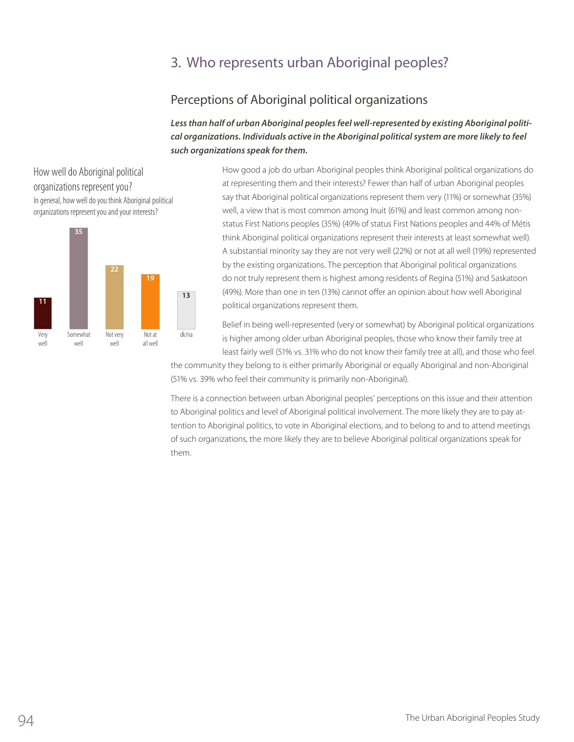## 3. Who represents urban Aboriginal peoples?

### Perceptions of Aboriginal political organizations

***Less than half of urban Aboriginal peoples feel well-represented by existing Aboriginal political organizations. Individuals active in the Aboriginal political system are more likely to feel such organizations speak for them.***

**How well do Aboriginal political organizations represent you?**

In general, how well do you think Aboriginal political organizations represent you and your interests?

| Very well | Somewhat well | Not very well | Not at all well | dk/na |
|---|---|---|---|---|
| 11 | 35 | 22 | 19 | 13 |

How good a job do urban Aboriginal peoples think Aboriginal political organizations do at representing them and their interests? Fewer than half of urban Aboriginal peoples say that Aboriginal political organizations represent them very (11%) or somewhat (35%) well, a view that is most common among Inuit (61%) and least common among non-status First Nations peoples (35%) (49% of status First Nations peoples and 44% of Métis think Aboriginal political organizations represent their interests at least somewhat well). A substantial minority say they are not very well (22%) or not at all well (19%) represented by the existing organizations. The perception that Aboriginal political organizations do not truly represent them is highest among residents of Regina (51%) and Saskatoon (49%). More than one in ten (13%) cannot offer an opinion about how well Aboriginal political organizations represent them.

Belief in being well-represented (very or somewhat) by Aboriginal political organizations is higher among older urban Aboriginal peoples, those who know their family tree at least fairly well (51% vs. 31% who do not know their family tree at all), and those who feel the community they belong to is either primarily Aboriginal or equally Aboriginal and non-Aboriginal (51% vs. 39% who feel their community is primarily non-Aboriginal).

There is a connection between urban Aboriginal peoples' perceptions on this issue and their attention to Aboriginal politics and level of Aboriginal political involvement. The more likely they are to pay attention to Aboriginal politics, to vote in Aboriginal elections, and to belong to and to attend meetings of such organizations, the more likely they are to believe Aboriginal political organizations speak for them.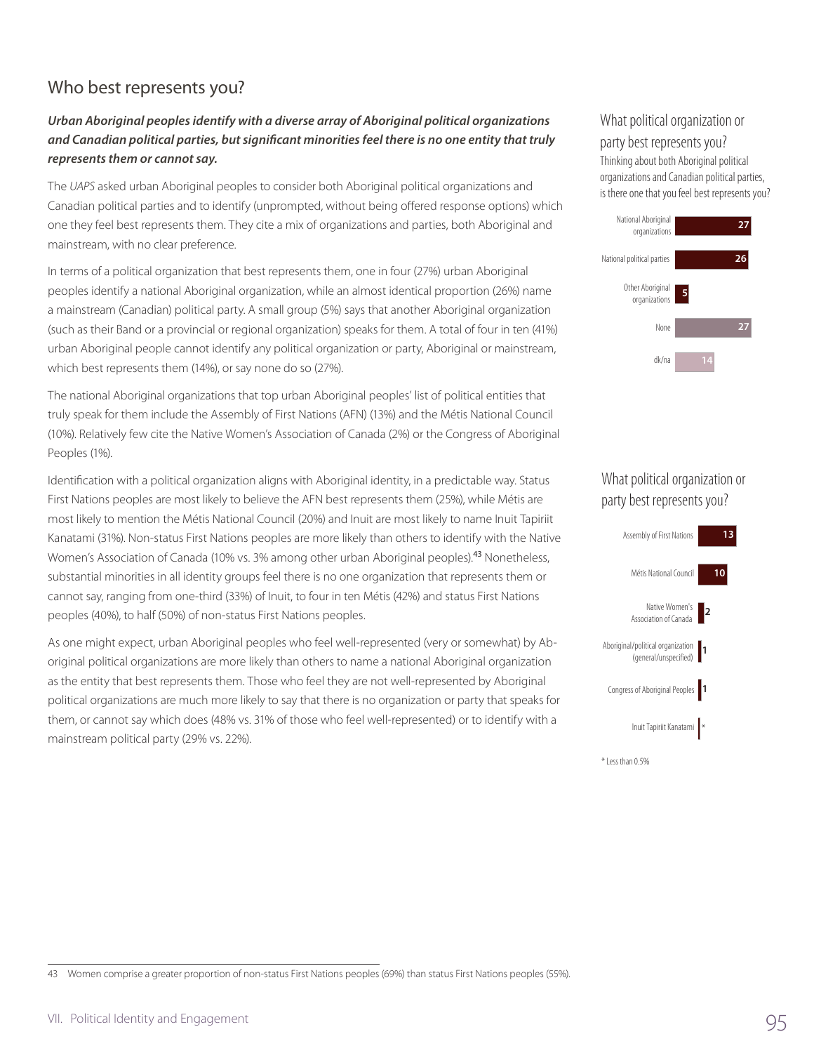## Who best represents you?

***Urban Aboriginal peoples identify with a diverse array of Aboriginal political organizations and Canadian political parties, but significant minorities feel there is no one entity that truly represents them or cannot say.***

The *UAPS* asked urban Aboriginal peoples to consider both Aboriginal political organizations and Canadian political parties and to identify (unprompted, without being offered response options) which one they feel best represents them. They cite a mix of organizations and parties, both Aboriginal and mainstream, with no clear preference.

In terms of a political organization that best represents them, one in four (27%) urban Aboriginal peoples identify a national Aboriginal organization, while an almost identical proportion (26%) name a mainstream (Canadian) political party. A small group (5%) says that another Aboriginal organization (such as their Band or a provincial or regional organization) speaks for them. A total of four in ten (41%) urban Aboriginal people cannot identify any political organization or party, Aboriginal or mainstream, which best represents them (14%), or say none do so (27%).

The national Aboriginal organizations that top urban Aboriginal peoples' list of political entities that truly speak for them include the Assembly of First Nations (AFN) (13%) and the Métis National Council (10%). Relatively few cite the Native Women's Association of Canada (2%) or the Congress of Aboriginal Peoples (1%).

Identification with a political organization aligns with Aboriginal identity, in a predictable way. Status First Nations peoples are most likely to believe the AFN best represents them (25%), while Métis are most likely to mention the Métis National Council (20%) and Inuit are most likely to name Inuit Tapiriit Kanatami (31%). Non-status First Nations peoples are more likely than others to identify with the Native Women's Association of Canada (10% vs. 3% among other urban Aboriginal peoples).[43] Nonetheless, substantial minorities in all identity groups feel there is no one organization that represents them or cannot say, ranging from one-third (33%) of Inuit, to four in ten Métis (42%) and status First Nations peoples (40%), to half (50%) of non-status First Nations peoples.

As one might expect, urban Aboriginal peoples who feel well-represented (very or somewhat) by Aboriginal political organizations are more likely than others to name a national Aboriginal organization as the entity that best represents them. Those who feel they are not well-represented by Aboriginal political organizations are much more likely to say that there is no organization or party that speaks for them, or cannot say which does (48% vs. 31% of those who feel well-represented) or to identify with a mainstream political party (29% vs. 22%).

What political organization or party best represents you?

Thinking about both Aboriginal political organizations and Canadian political parties, is there one that you feel best represents you?

National Aboriginal organizations 27
National political parties 26
Other Aboriginal organizations 5
None 27
dk/na 14

What political organization or party best represents you?

Assembly of First Nations 13
Métis National Council 10
Native Women's Association of Canada 2
Aboriginal/political organization (general/unspecified) 1
Congress of Aboriginal Peoples 1
Inuit Tapiriit Kanatami *

* Less than 0.5%

43 Women comprise a greater proportion of non-status First Nations peoples (69%) than status First Nations peoples (55%).